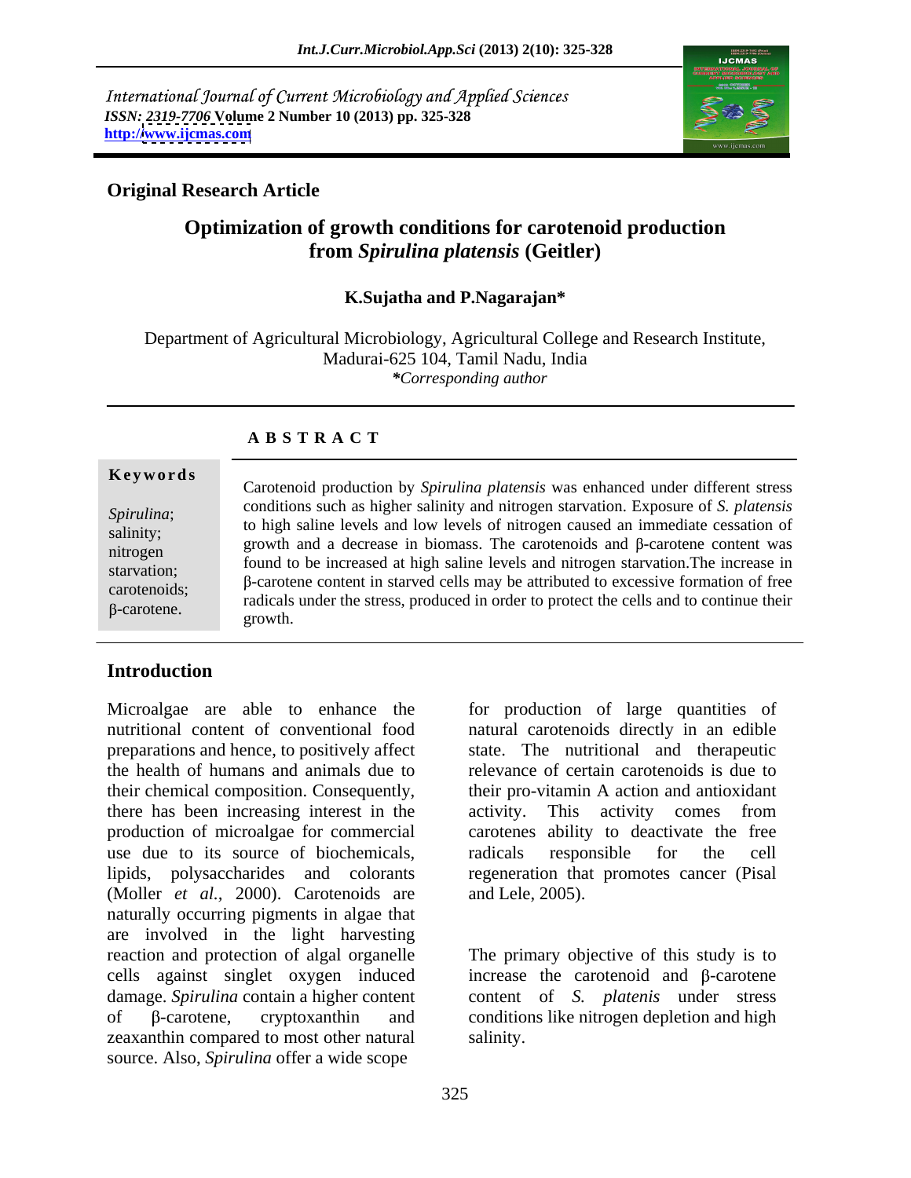International Journal of Current Microbiology and Applied Sciences
*ISSN: 2319-7706* **Volume 2 Number 10 (2013) pp. 325-328**
**http://www.ijcmas.com**

**Original Research Article**

# Optimization of growth conditions for carotenoid production from *Spirulina platensis* (Geitler)

**K.Sujatha and P.Nagarajan\***

Department of Agricultural Microbiology, Agricultural College and Research Institute, Madurai-625 104, Tamil Nadu, India
*\*Corresponding author*

**A B S T R A C T**

**Keywords**

*Spirulina*; salinity; nitrogen starvation; carotenoids; β-carotene.

Carotenoid production by *Spirulina platensis* was enhanced under different stress conditions such as higher salinity and nitrogen starvation. Exposure of *S. platensis* to high saline levels and low levels of nitrogen caused an immediate cessation of growth and a decrease in biomass. The carotenoids and β-carotene content was found to be increased at high saline levels and nitrogen starvation.The increase in β-carotene content in starved cells may be attributed to excessive formation of free radicals under the stress, produced in order to protect the cells and to continue their growth.

## Introduction

Microalgae are able to enhance the nutritional content of conventional food preparations and hence, to positively affect the health of humans and animals due to their chemical composition. Consequently, there has been increasing interest in the production of microalgae for commercial use due to its source of biochemicals, lipids, polysaccharides and colorants (Moller *et al.,* 2000). Carotenoids are naturally occurring pigments in algae that are involved in the light harvesting reaction and protection of algal organelle cells against singlet oxygen induced damage. *Spirulina* contain a higher content of β-carotene, cryptoxanthin and zeaxanthin compared to most other natural source. Also, *Spirulina* offer a wide scope for production of large quantities of natural carotenoids directly in an edible state. The nutritional and therapeutic relevance of certain carotenoids is due to their pro-vitamin A action and antioxidant activity. This activity comes from carotenes ability to deactivate the free radicals responsible for the cell regeneration that promotes cancer (Pisal and Lele, 2005).

The primary objective of this study is to increase the carotenoid and β-carotene content of *S. platenis* under stress conditions like nitrogen depletion and high salinity.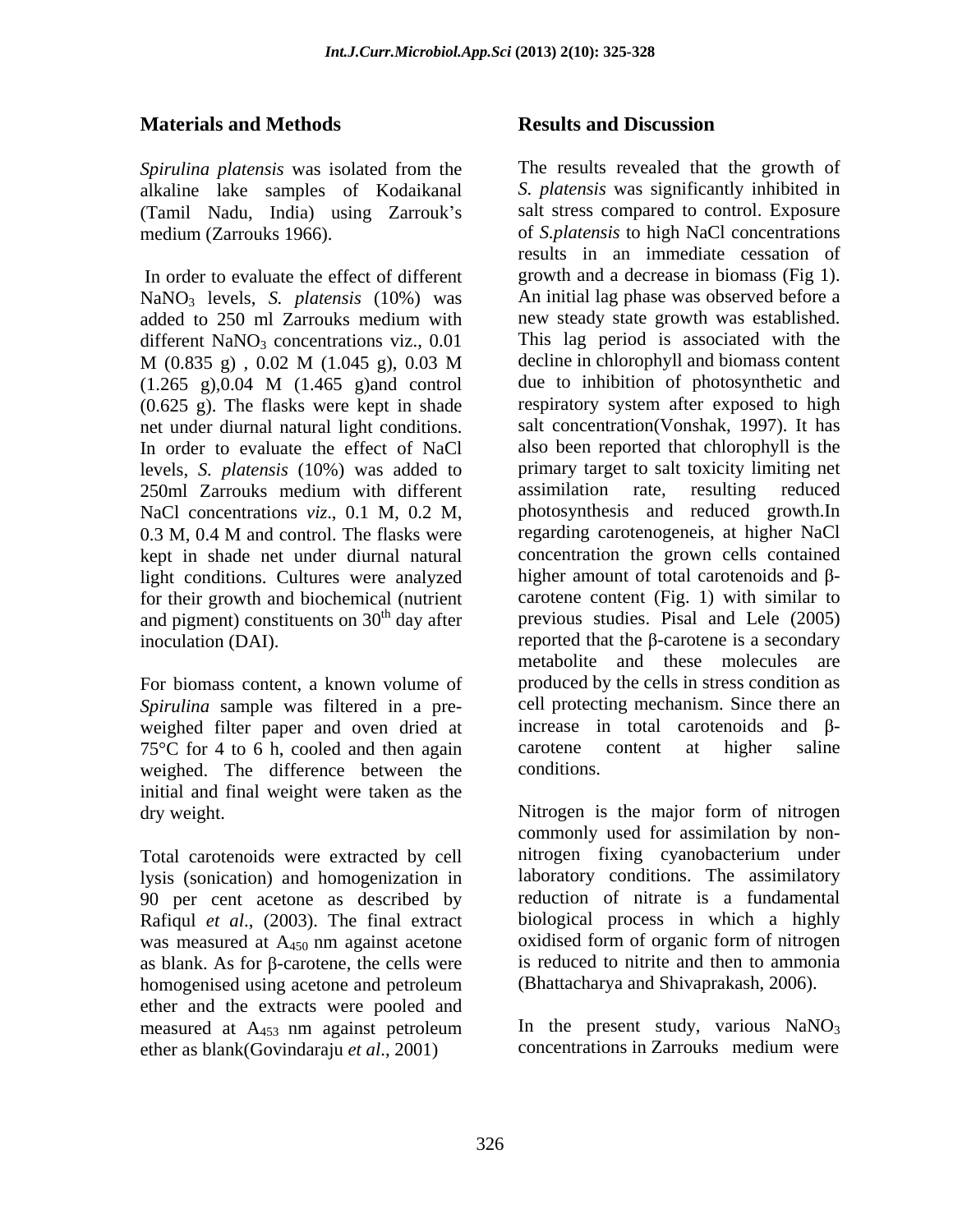## Materials and Methods

*Spirulina platensis* was isolated from the alkaline lake samples of Kodaikanal (Tamil Nadu, India) using Zarrouk's medium (Zarrouks 1966).

In order to evaluate the effect of different $NaNO_3$ levels, *S. platensis* (10%) was added to 250 ml Zarrouks medium with different $NaNO_3$ concentrations viz., 0.01 M (0.835 g) , 0.02 M (1.045 g), 0.03 M (1.265 g),0.04 M (1.465 g)and control (0.625 g). The flasks were kept in shade net under diurnal natural light conditions. In order to evaluate the effect of NaCl levels, *S. platensis* (10%) was added to 250ml Zarrouks medium with different NaCl concentrations *viz*., 0.1 M, 0.2 M, 0.3 M, 0.4 M and control. The flasks were kept in shade net under diurnal natural light conditions. Cultures were analyzed for their growth and biochemical (nutrient and pigment) constituents on $30^{th}$ day after inoculation (DAI).

For biomass content, a known volume of *Spirulina* sample was filtered in a pre-weighed filter paper and oven dried at 75°C for 4 to 6 h, cooled and then again weighed. The difference between the initial and final weight were taken as the dry weight.

Total carotenoids were extracted by cell lysis (sonication) and homogenization in 90 per cent acetone as described by Rafiqul *et al*., (2003). The final extract was measured at $A_{450}$ nm against acetone as blank. As for β-carotene, the cells were homogenised using acetone and petroleum ether and the extracts were pooled and measured at $A_{453}$ nm against petroleum ether as blank(Govindaraju *et al*., 2001)

## Results and Discussion

The results revealed that the growth of *S. platensis* was significantly inhibited in salt stress compared to control. Exposure of *S.platensis* to high NaCl concentrations results in an immediate cessation of growth and a decrease in biomass (Fig 1). An initial lag phase was observed before a new steady state growth was established. This lag period is associated with the decline in chlorophyll and biomass content due to inhibition of photosynthetic and respiratory system after exposed to high salt concentration(Vonshak, 1997). It has also been reported that chlorophyll is the primary target to salt toxicity limiting net assimilation rate, resulting reduced photosynthesis and reduced growth.In regarding carotenogeneis, at higher NaCl concentration the grown cells contained higher amount of total carotenoids and β-carotene content (Fig. 1) with similar to previous studies. Pisal and Lele (2005) reported that the β-carotene is a secondary metabolite and these molecules are produced by the cells in stress condition as cell protecting mechanism. Since there an increase in total carotenoids and β-carotene content at higher saline conditions.

Nitrogen is the major form of nitrogen commonly used for assimilation by non-nitrogen fixing cyanobacterium under laboratory conditions. The assimilatory reduction of nitrate is a fundamental biological process in which a highly oxidised form of organic form of nitrogen is reduced to nitrite and then to ammonia (Bhattacharya and Shivaprakash, 2006).

In the present study, various $NaNO_3$ concentrations in Zarrouks medium were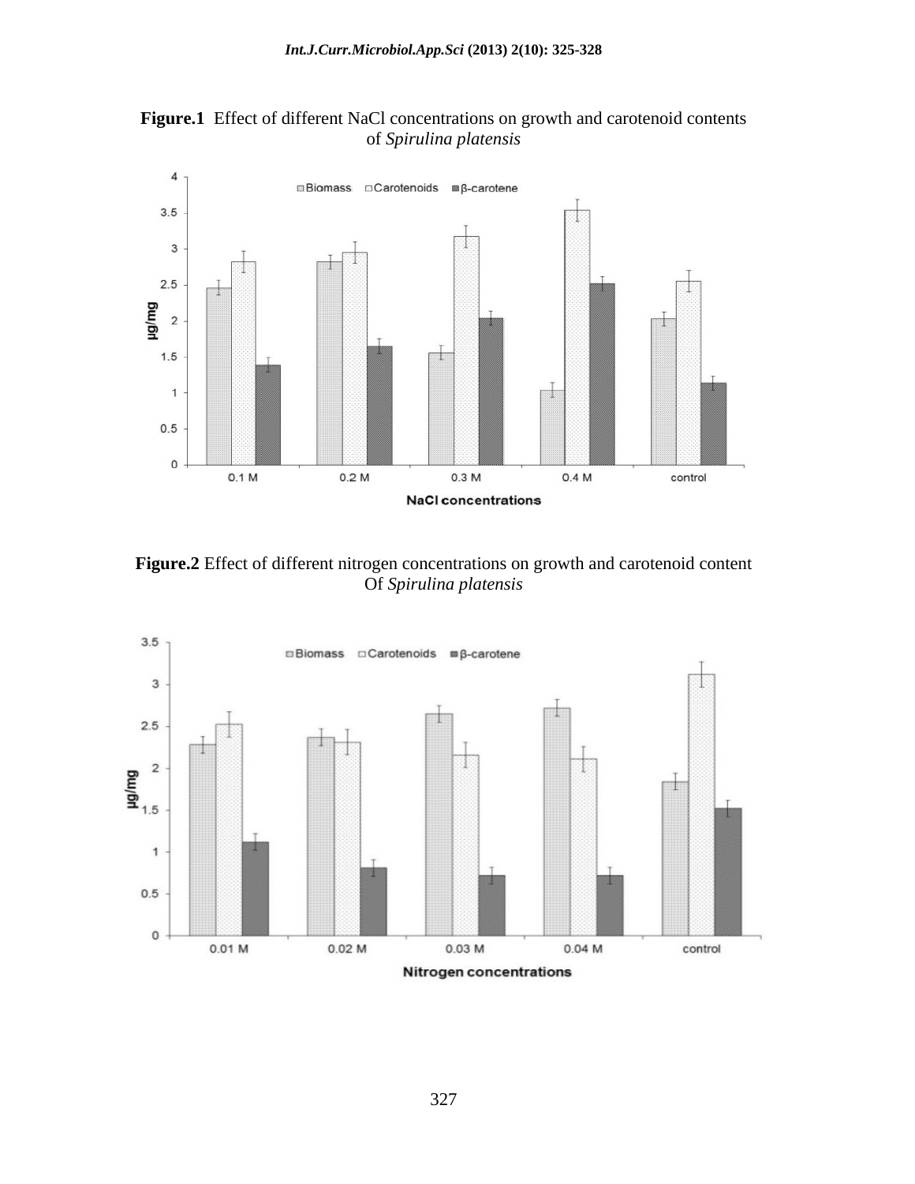**Figure.1** Effect of different NaCl concentrations on growth and carotenoid contents of *Spirulina platensis*

**Figure.2** Effect of different nitrogen concentrations on growth and carotenoid content Of *Spirulina platensis*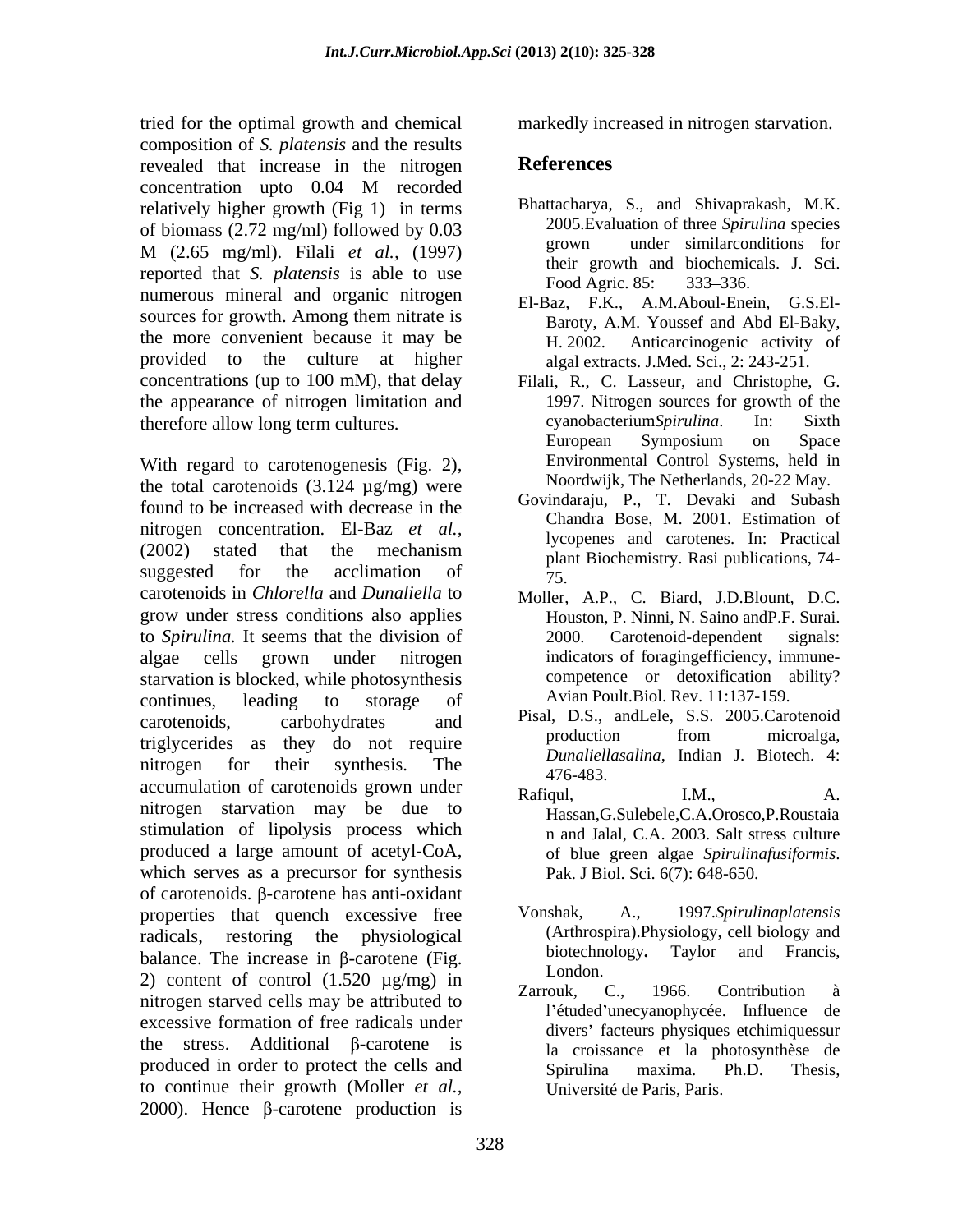tried for the optimal growth and chemical composition of *S. platensis* and the results revealed that increase in the nitrogen concentration upto 0.04 M recorded relatively higher growth (Fig 1) in terms of biomass (2.72 mg/ml) followed by 0.03 M (2.65 mg/ml). Filali *et al.,* (1997) reported that *S. platensis* is able to use numerous mineral and organic nitrogen sources for growth. Among them nitrate is the more convenient because it may be provided to the culture at higher concentrations (up to 100 mM), that delay the appearance of nitrogen limitation and therefore allow long term cultures.

With regard to carotenogenesis (Fig. 2), the total carotenoids (3.124 µg/mg) were found to be increased with decrease in the nitrogen concentration. El-Baz *et al.,* (2002) stated that the mechanism suggested for the acclimation of carotenoids in *Chlorella* and *Dunaliella* to grow under stress conditions also applies to *Spirulina.* It seems that the division of algae cells grown under nitrogen starvation is blocked, while photosynthesis continues, leading to storage of carotenoids, carbohydrates and triglycerides as they do not require nitrogen for their synthesis. The accumulation of carotenoids grown under nitrogen starvation may be due to stimulation of lipolysis process which produced a large amount of acetyl-CoA, which serves as a precursor for synthesis of carotenoids. β-carotene has anti-oxidant properties that quench excessive free radicals, restoring the physiological balance. The increase in β-carotene (Fig. 2) content of control (1.520 µg/mg) in nitrogen starved cells may be attributed to excessive formation of free radicals under the stress. Additional β-carotene is produced in order to protect the cells and to continue their growth (Moller *et al.,* 2000). Hence β-carotene production is markedly increased in nitrogen starvation.

## References

Bhattacharya, S., and Shivaprakash, M.K. 2005.Evaluation of three *Spirulina* species grown under similarconditions for their growth and biochemicals. J. Sci. Food Agric. 85: 333–336.

El-Baz, F.K., A.M.Aboul-Enein, G.S.El-Baroty, A.M. Youssef and Abd El-Baky, H. 2002. Anticarcinogenic activity of algal extracts. J.Med. Sci., 2: 243-251.

Filali, R., C. Lasseur, and Christophe, G. 1997. Nitrogen sources for growth of the cyanobacterium*Spirulina*. In: Sixth European Symposium on Space Environmental Control Systems, held in Noordwijk, The Netherlands, 20-22 May.

Govindaraju, P., T. Devaki and Subash Chandra Bose, M. 2001. Estimation of lycopenes and carotenes. In: Practical plant Biochemistry. Rasi publications, 74-75.

Moller, A.P., C. Biard, J.D.Blount, D.C. Houston, P. Ninni, N. Saino andP.F. Surai. 2000. Carotenoid-dependent signals: indicators of foragingefficiency, immune-competence or detoxification ability? Avian Poult.Biol. Rev. 11:137-159.

Pisal, D.S., andLele, S.S. 2005.Carotenoid production from microalga, *Dunaliellasalina*, Indian J. Biotech. 4: 476-483.

Rafiqul, I.M., A. Hassan,G.Sulebele,C.A.Orosco,P.Roustaian and Jalal, C.A. 2003. Salt stress culture of blue green algae *Spirulinafusiformis*. Pak. J Biol. Sci. 6(7): 648-650.

Vonshak, A., 1997.*Spirulinaplatensis* (Arthrospira).Physiology, cell biology and biotechnology**.** Taylor and Francis, London.

Zarrouk, C., 1966. Contribution à l'étuded'unecyanophycée. Influence de divers' facteurs physiques etchimiquessur la croissance et la photosynthèse de Spirulina maxima. Ph.D. Thesis, Université de Paris, Paris.